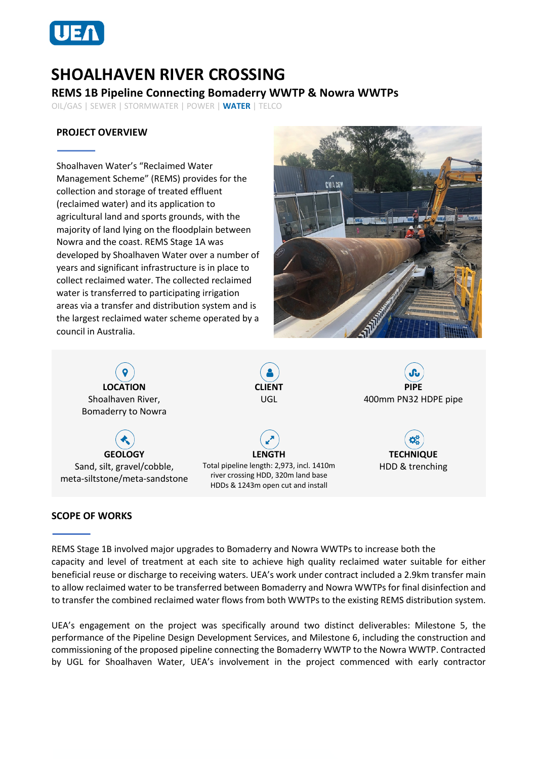# SHOALHAVEN RIVER CROSSING

## REMS 1B Pipeline Connecting Bomaderry WWTP & Nowra WWTPs

OIL/GAS | SEWER | STORMWATER | POWER | **WATER** | TELCO

### PROJECT OVERVIEW

Shoalhaven Water's "Reclaimed Water Management Scheme" (REMS) provides for the collection and storage of treated effluent (reclaimed water) and its application to agricultural land and sports grounds, with the majority of land lying on the floodplain between Nowra and the coast. REMS Stage 1A was developed by Shoalhaven Water over a number of years and significant infrastructure is in place to collect reclaimed water. The collected reclaimed water is transferred to participating irrigation areas via a transfer and distribution system and is the largest reclaimed water scheme operated by a council in Australia.

**LOCATION**
Shoalhaven River, Bomaderry to Nowra

**CLIENT**
UGL

**PIPE**
400mm PN32 HDPE pipe

**GEOLOGY**
Sand, silt, gravel/cobble, meta-siltstone/meta-sandstone

**LENGTH**
Total pipeline length: 2,973, incl. 1410m river crossing HDD, 320m land base HDDs & 1243m open cut and install

**TECHNIQUE**
HDD & trenching

### SCOPE OF WORKS

REMS Stage 1B involved major upgrades to Bomaderry and Nowra WWTPs to increase both the capacity and level of treatment at each site to achieve high quality reclaimed water suitable for either beneficial reuse or discharge to receiving waters. UEA's work under contract included a 2.9km transfer main to allow reclaimed water to be transferred between Bomaderry and Nowra WWTPs for final disinfection and to transfer the combined reclaimed water flows from both WWTPs to the existing REMS distribution system.

UEA's engagement on the project was specifically around two distinct deliverables: Milestone 5, the performance of the Pipeline Design Development Services, and Milestone 6, including the construction and commissioning of the proposed pipeline connecting the Bomaderry WWTP to the Nowra WWTP. Contracted by UGL for Shoalhaven Water, UEA's involvement in the project commenced with early contractor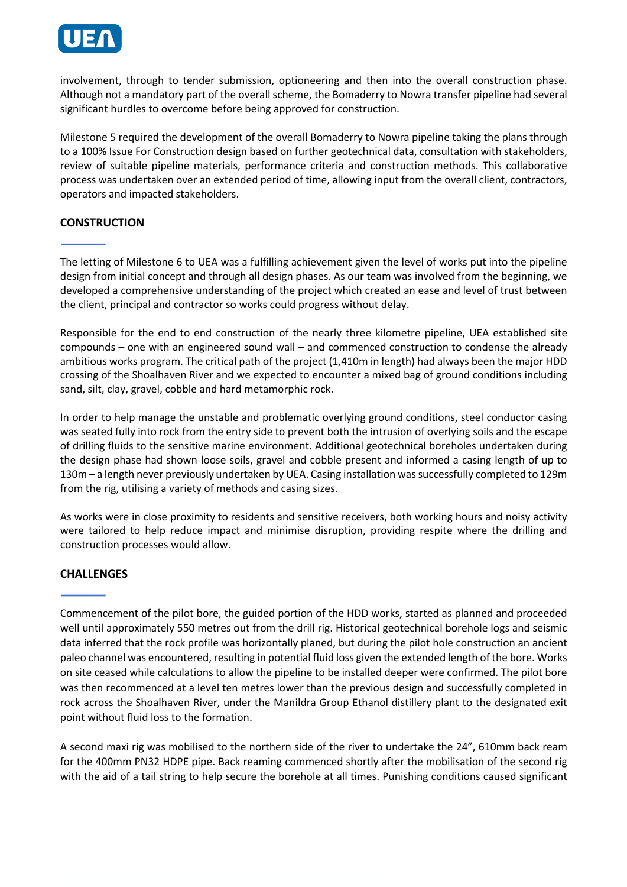involvement, through to tender submission, optioneering and then into the overall construction phase. Although not a mandatory part of the overall scheme, the Bomaderry to Nowra transfer pipeline had several significant hurdles to overcome before being approved for construction.

Milestone 5 required the development of the overall Bomaderry to Nowra pipeline taking the plans through to a 100% Issue For Construction design based on further geotechnical data, consultation with stakeholders, review of suitable pipeline materials, performance criteria and construction methods. This collaborative process was undertaken over an extended period of time, allowing input from the overall client, contractors, operators and impacted stakeholders.

## CONSTRUCTION

The letting of Milestone 6 to UEA was a fulfilling achievement given the level of works put into the pipeline design from initial concept and through all design phases. As our team was involved from the beginning, we developed a comprehensive understanding of the project which created an ease and level of trust between the client, principal and contractor so works could progress without delay.

Responsible for the end to end construction of the nearly three kilometre pipeline, UEA established site compounds – one with an engineered sound wall – and commenced construction to condense the already ambitious works program. The critical path of the project (1,410m in length) had always been the major HDD crossing of the Shoalhaven River and we expected to encounter a mixed bag of ground conditions including sand, silt, clay, gravel, cobble and hard metamorphic rock.

In order to help manage the unstable and problematic overlying ground conditions, steel conductor casing was seated fully into rock from the entry side to prevent both the intrusion of overlying soils and the escape of drilling fluids to the sensitive marine environment. Additional geotechnical boreholes undertaken during the design phase had shown loose soils, gravel and cobble present and informed a casing length of up to 130m – a length never previously undertaken by UEA. Casing installation was successfully completed to 129m from the rig, utilising a variety of methods and casing sizes.

As works were in close proximity to residents and sensitive receivers, both working hours and noisy activity were tailored to help reduce impact and minimise disruption, providing respite where the drilling and construction processes would allow.

## CHALLENGES

Commencement of the pilot bore, the guided portion of the HDD works, started as planned and proceeded well until approximately 550 metres out from the drill rig. Historical geotechnical borehole logs and seismic data inferred that the rock profile was horizontally planed, but during the pilot hole construction an ancient paleo channel was encountered, resulting in potential fluid loss given the extended length of the bore. Works on site ceased while calculations to allow the pipeline to be installed deeper were confirmed. The pilot bore was then recommenced at a level ten metres lower than the previous design and successfully completed in rock across the Shoalhaven River, under the Manildra Group Ethanol distillery plant to the designated exit point without fluid loss to the formation.

A second maxi rig was mobilised to the northern side of the river to undertake the 24", 610mm back ream for the 400mm PN32 HDPE pipe. Back reaming commenced shortly after the mobilisation of the second rig with the aid of a tail string to help secure the borehole at all times. Punishing conditions caused significant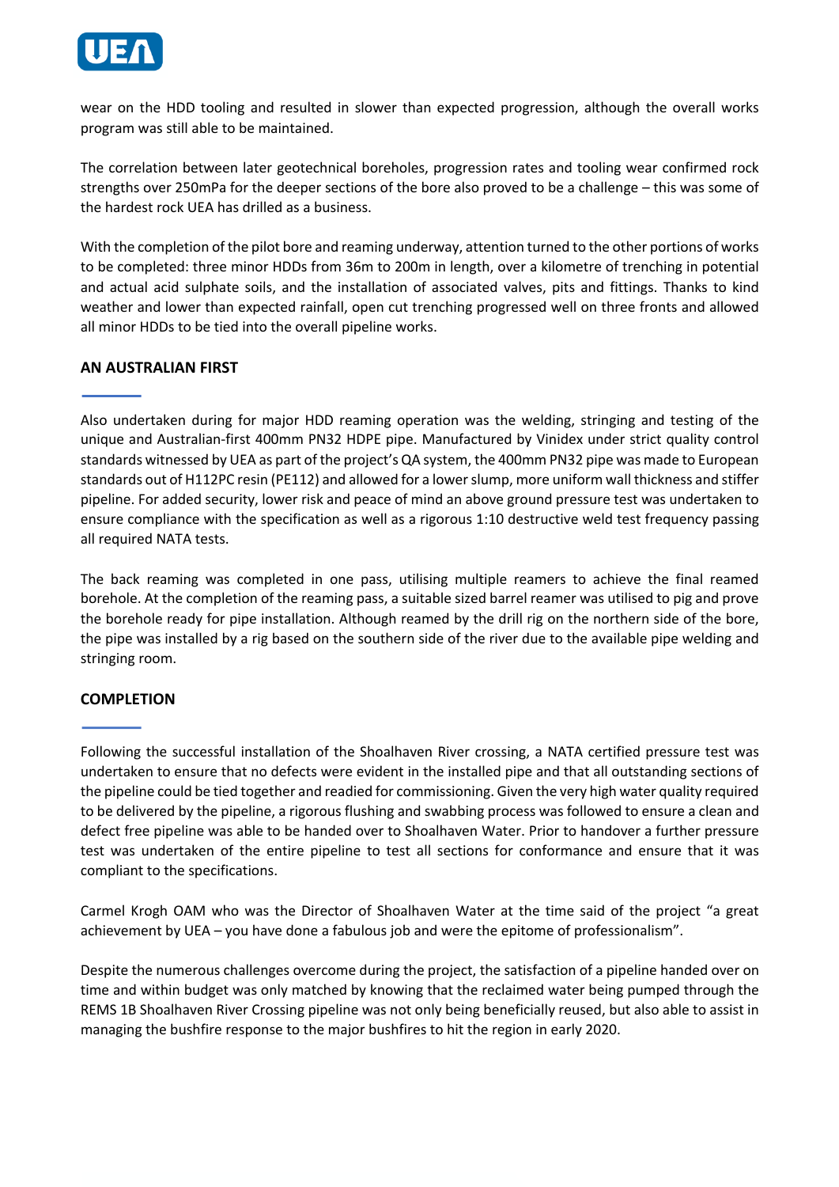wear on the HDD tooling and resulted in slower than expected progression, although the overall works program was still able to be maintained.

The correlation between later geotechnical boreholes, progression rates and tooling wear confirmed rock strengths over 250mPa for the deeper sections of the bore also proved to be a challenge – this was some of the hardest rock UEA has drilled as a business.

With the completion of the pilot bore and reaming underway, attention turned to the other portions of works to be completed: three minor HDDs from 36m to 200m in length, over a kilometre of trenching in potential and actual acid sulphate soils, and the installation of associated valves, pits and fittings. Thanks to kind weather and lower than expected rainfall, open cut trenching progressed well on three fronts and allowed all minor HDDs to be tied into the overall pipeline works.

## AN AUSTRALIAN FIRST

Also undertaken during for major HDD reaming operation was the welding, stringing and testing of the unique and Australian-first 400mm PN32 HDPE pipe. Manufactured by Vinidex under strict quality control standards witnessed by UEA as part of the project's QA system, the 400mm PN32 pipe was made to European standards out of H112PC resin (PE112) and allowed for a lower slump, more uniform wall thickness and stiffer pipeline. For added security, lower risk and peace of mind an above ground pressure test was undertaken to ensure compliance with the specification as well as a rigorous 1:10 destructive weld test frequency passing all required NATA tests.

The back reaming was completed in one pass, utilising multiple reamers to achieve the final reamed borehole. At the completion of the reaming pass, a suitable sized barrel reamer was utilised to pig and prove the borehole ready for pipe installation. Although reamed by the drill rig on the northern side of the bore, the pipe was installed by a rig based on the southern side of the river due to the available pipe welding and stringing room.

## COMPLETION

Following the successful installation of the Shoalhaven River crossing, a NATA certified pressure test was undertaken to ensure that no defects were evident in the installed pipe and that all outstanding sections of the pipeline could be tied together and readied for commissioning. Given the very high water quality required to be delivered by the pipeline, a rigorous flushing and swabbing process was followed to ensure a clean and defect free pipeline was able to be handed over to Shoalhaven Water. Prior to handover a further pressure test was undertaken of the entire pipeline to test all sections for conformance and ensure that it was compliant to the specifications.

Carmel Krogh OAM who was the Director of Shoalhaven Water at the time said of the project "a great achievement by UEA – you have done a fabulous job and were the epitome of professionalism".

Despite the numerous challenges overcome during the project, the satisfaction of a pipeline handed over on time and within budget was only matched by knowing that the reclaimed water being pumped through the REMS 1B Shoalhaven River Crossing pipeline was not only being beneficially reused, but also able to assist in managing the bushfire response to the major bushfires to hit the region in early 2020.